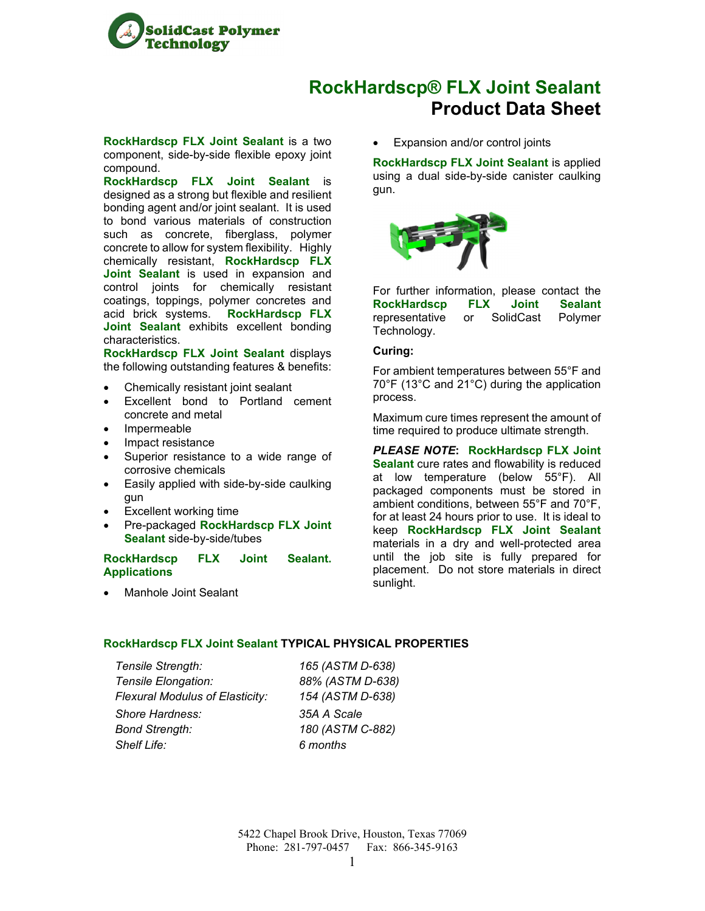SolidCast Polymer Technology

# RockHardscp® FLX Joint Sealant
## Product Data Sheet

**RockHardscp FLX Joint Sealant** is a two component, side-by-side flexible epoxy joint compound.

**RockHardscp FLX Joint Sealant** is designed as a strong but flexible and resilient bonding agent and/or joint sealant. It is used to bond various materials of construction such as concrete, fiberglass, polymer concrete to allow for system flexibility. Highly chemically resistant, **RockHardscp FLX Joint Sealant** is used in expansion and control joints for chemically resistant coatings, toppings, polymer concretes and acid brick systems. **RockHardscp FLX Joint Sealant** exhibits excellent bonding characteristics.

**RockHardscp FLX Joint Sealant** displays the following outstanding features & benefits:

- Chemically resistant joint sealant
- Excellent bond to Portland cement concrete and metal
- Impermeable
- Impact resistance
- Superior resistance to a wide range of corrosive chemicals
- Easily applied with side-by-side caulking gun
- Excellent working time
- Pre-packaged **RockHardscp FLX Joint Sealant** side-by-side/tubes

**RockHardscp FLX Joint Sealant. Applications**

- Manhole Joint Sealant
- Expansion and/or control joints

**RockHardscp FLX Joint Sealant** is applied using a dual side-by-side canister caulking gun.

For further information, please contact the **RockHardscp FLX Joint Sealant** representative or SolidCast Polymer Technology.

**Curing:**

For ambient temperatures between 55°F and 70°F (13°C and 21°C) during the application process.

Maximum cure times represent the amount of time required to produce ultimate strength.

***PLEASE NOTE*: RockHardscp FLX Joint Sealant** cure rates and flowability is reduced at low temperature (below 55°F). All packaged components must be stored in ambient conditions, between 55°F and 70°F, for at least 24 hours prior to use. It is ideal to keep **RockHardscp FLX Joint Sealant** materials in a dry and well-protected area until the job site is fully prepared for placement. Do not store materials in direct sunlight.

**RockHardscp FLX Joint Sealant TYPICAL PHYSICAL PROPERTIES**

| | |
|---|---|
| *Tensile Strength:* | *165 (ASTM D-638)* |
| *Tensile Elongation:* | *88% (ASTM D-638)* |
| *Flexural Modulus of Elasticity:* | *154 (ASTM D-638)* |
| *Shore Hardness:* | *35A A Scale* |
| *Bond Strength:* | *180 (ASTM C-882)* |
| *Shelf Life:* | *6 months* |

5422 Chapel Brook Drive, Houston, Texas 77069
Phone: 281-797-0457 Fax: 866-345-9163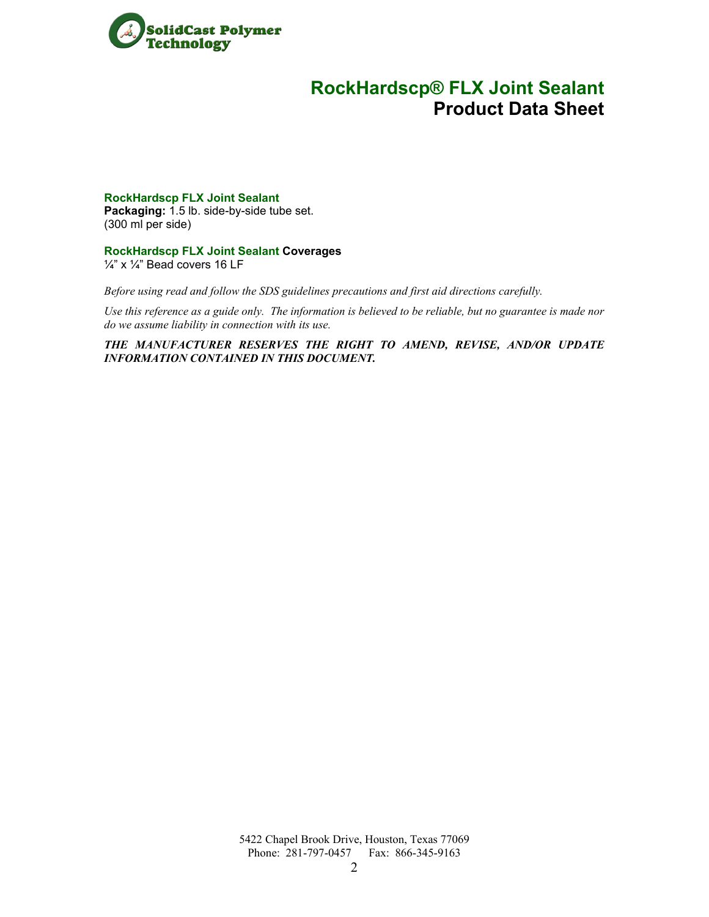# RockHardscp® FLX Joint Sealant
## Product Data Sheet

**RockHardscp FLX Joint Sealant**
**Packaging:** 1.5 lb. side-by-side tube set.
(300 ml per side)

**RockHardscp FLX Joint Sealant Coverages**
¼" x ¼" Bead covers 16 LF

*Before using read and follow the SDS guidelines precautions and first aid directions carefully.*

*Use this reference as a guide only. The information is believed to be reliable, but no guarantee is made nor do we assume liability in connection with its use.*

***THE MANUFACTURER RESERVES THE RIGHT TO AMEND, REVISE, AND/OR UPDATE INFORMATION CONTAINED IN THIS DOCUMENT.***

5422 Chapel Brook Drive, Houston, Texas 77069
Phone: 281-797-0457 Fax: 866-345-9163